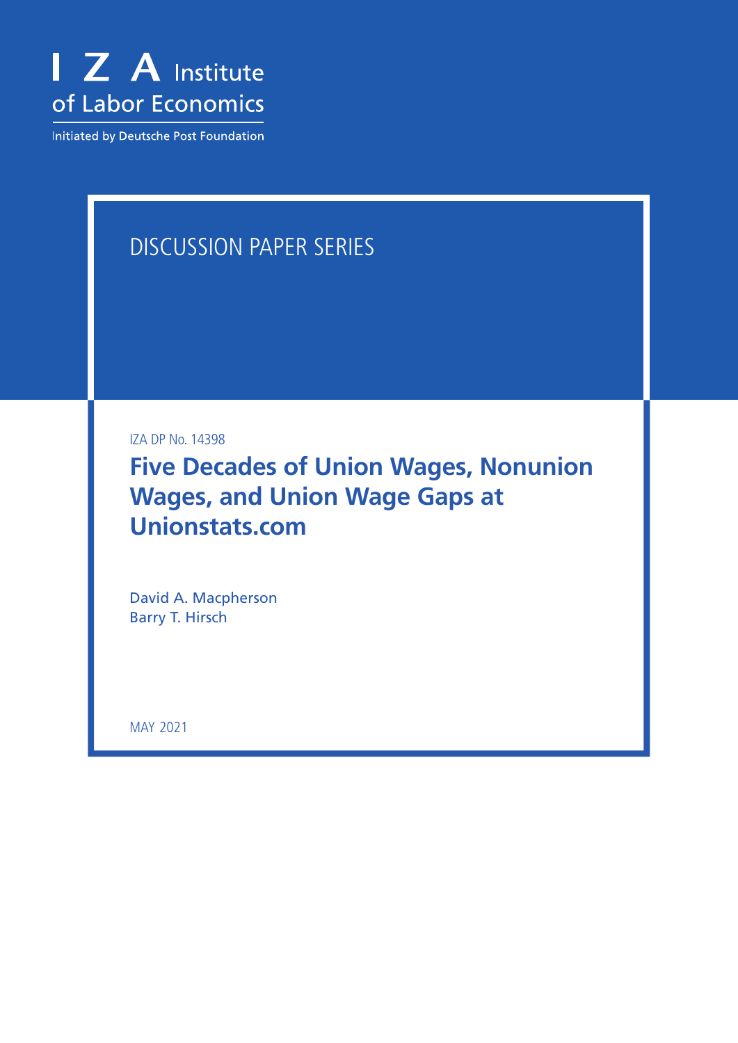I Z A Institute of Labor Economics

Initiated by Deutsche Post Foundation

DISCUSSION PAPER SERIES

IZA DP No. 14398

# Five Decades of Union Wages, Nonunion Wages, and Union Wage Gaps at Unionstats.com

David A. Macpherson
Barry T. Hirsch

MAY 2021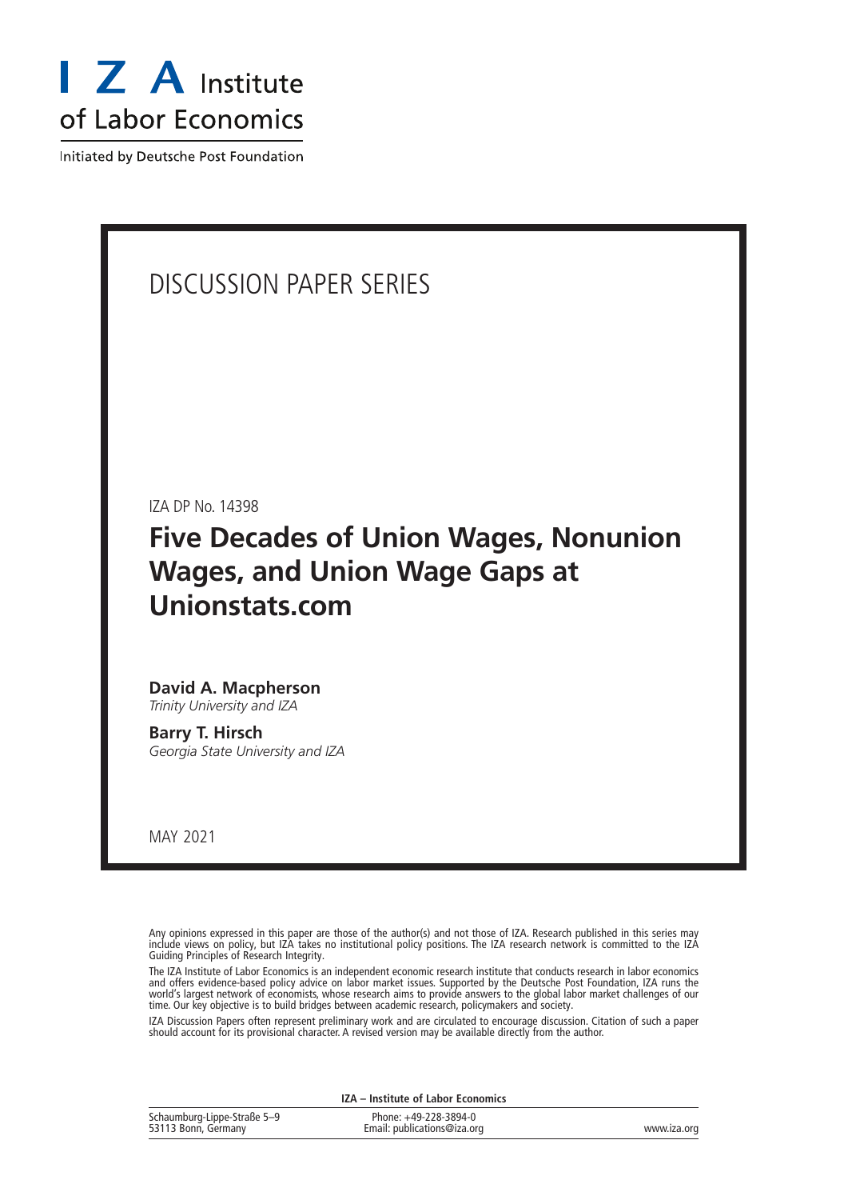I Z A Institute of Labor Economics

Initiated by Deutsche Post Foundation

DISCUSSION PAPER SERIES

IZA DP No. 14398

# Five Decades of Union Wages, Nonunion Wages, and Union Wage Gaps at Unionstats.com

**David A. Macpherson**
*Trinity University and IZA*

**Barry T. Hirsch**
*Georgia State University and IZA*

MAY 2021

Any opinions expressed in this paper are those of the author(s) and not those of IZA. Research published in this series may include views on policy, but IZA takes no institutional policy positions. The IZA research network is committed to the IZA Guiding Principles of Research Integrity.

The IZA Institute of Labor Economics is an independent economic research institute that conducts research in labor economics and offers evidence-based policy advice on labor market issues. Supported by the Deutsche Post Foundation, IZA runs the world's largest network of economists, whose research aims to provide answers to the global labor market challenges of our time. Our key objective is to build bridges between academic research, policymakers and society.

IZA Discussion Papers often represent preliminary work and are circulated to encourage discussion. Citation of such a paper should account for its provisional character. A revised version may be available directly from the author.

**IZA – Institute of Labor Economics**

Schaumburg-Lippe-Straße 5–9
53113 Bonn, Germany

Phone: +49-228-3894-0
Email: publications@iza.org

www.iza.org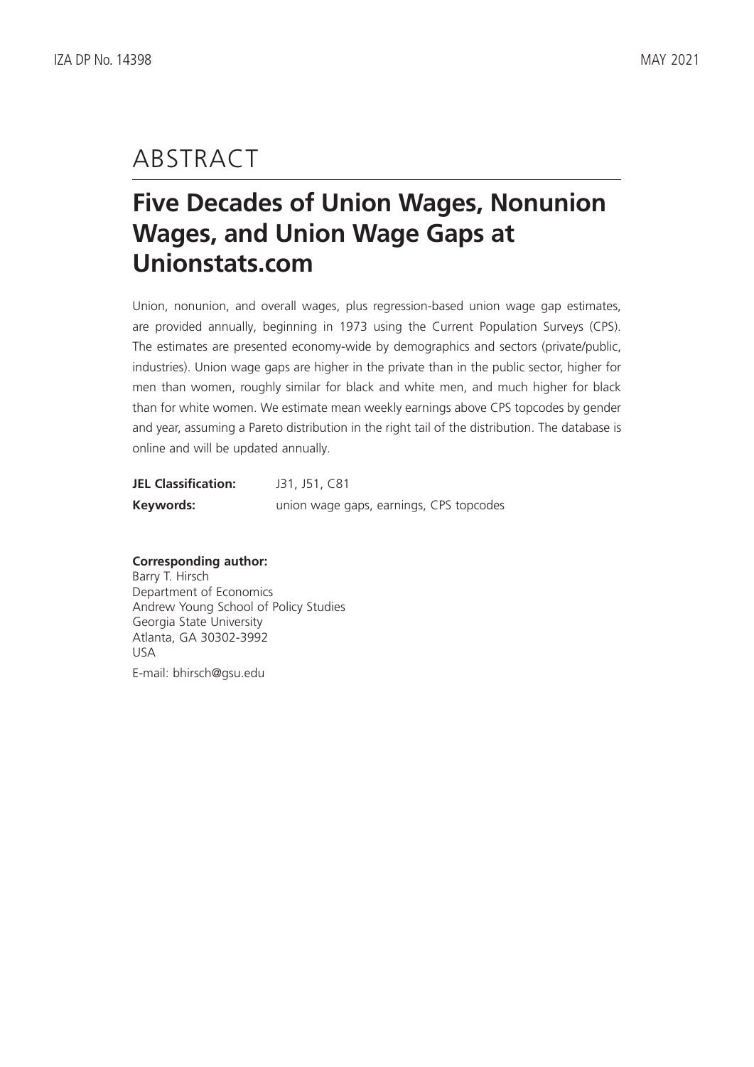# ABSTRACT

## Five Decades of Union Wages, Nonunion Wages, and Union Wage Gaps at Unionstats.com

Union, nonunion, and overall wages, plus regression-based union wage gap estimates, are provided annually, beginning in 1973 using the Current Population Surveys (CPS). The estimates are presented economy-wide by demographics and sectors (private/public, industries). Union wage gaps are higher in the private than in the public sector, higher for men than women, roughly similar for black and white men, and much higher for black than for white women. We estimate mean weekly earnings above CPS topcodes by gender and year, assuming a Pareto distribution in the right tail of the distribution. The database is online and will be updated annually.

**JEL Classification:** J31, J51, C81

**Keywords:** union wage gaps, earnings, CPS topcodes

**Corresponding author:**
Barry T. Hirsch
Department of Economics
Andrew Young School of Policy Studies
Georgia State University
Atlanta, GA 30302-3992
USA

E-mail: bhirsch@gsu.edu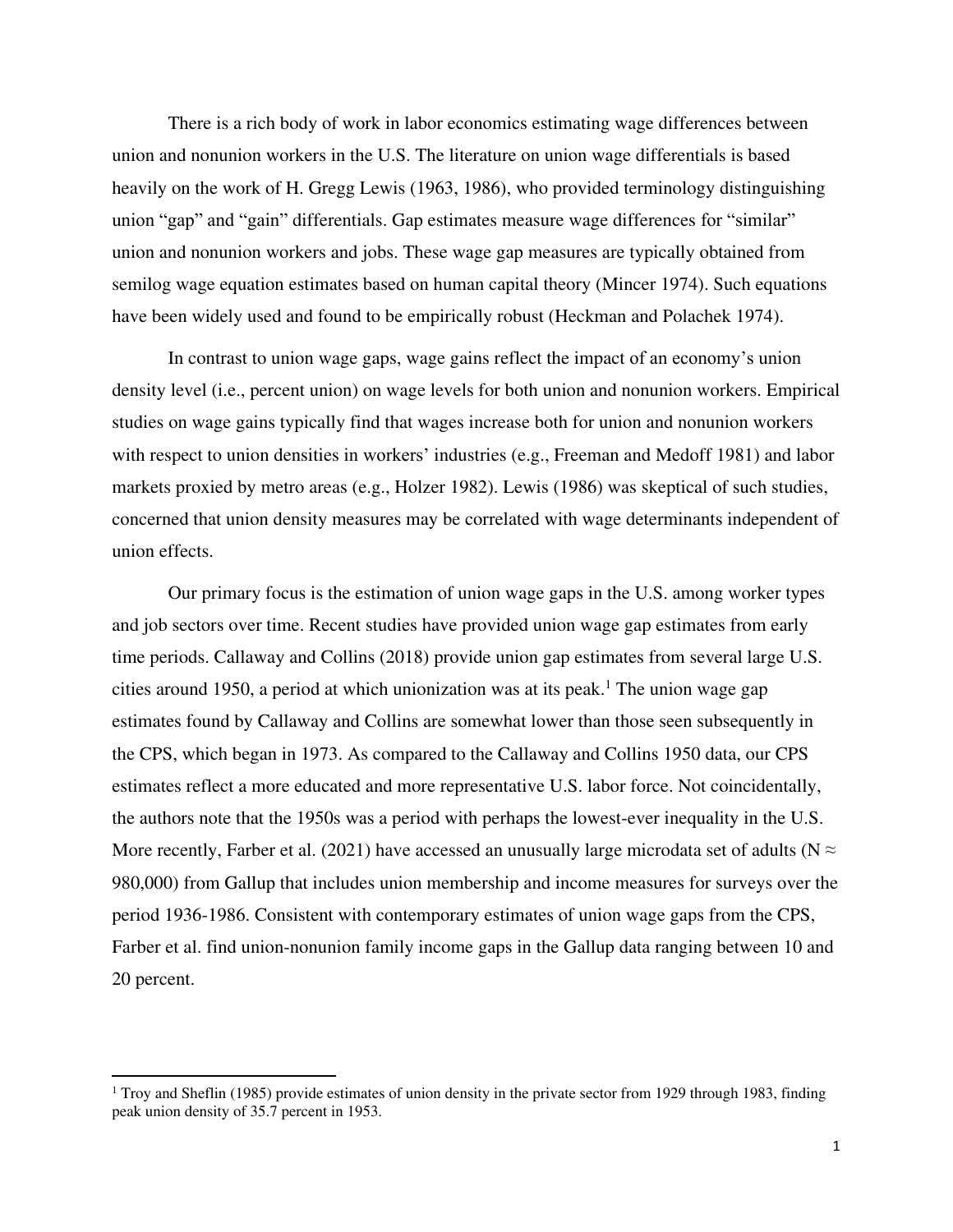There is a rich body of work in labor economics estimating wage differences between union and nonunion workers in the U.S. The literature on union wage differentials is based heavily on the work of H. Gregg Lewis (1963, 1986), who provided terminology distinguishing union "gap" and "gain" differentials. Gap estimates measure wage differences for "similar" union and nonunion workers and jobs. These wage gap measures are typically obtained from semilog wage equation estimates based on human capital theory (Mincer 1974). Such equations have been widely used and found to be empirically robust (Heckman and Polachek 1974).

In contrast to union wage gaps, wage gains reflect the impact of an economy's union density level (i.e., percent union) on wage levels for both union and nonunion workers. Empirical studies on wage gains typically find that wages increase both for union and nonunion workers with respect to union densities in workers' industries (e.g., Freeman and Medoff 1981) and labor markets proxied by metro areas (e.g., Holzer 1982). Lewis (1986) was skeptical of such studies, concerned that union density measures may be correlated with wage determinants independent of union effects.

Our primary focus is the estimation of union wage gaps in the U.S. among worker types and job sectors over time. Recent studies have provided union wage gap estimates from early time periods. Callaway and Collins (2018) provide union gap estimates from several large U.S. cities around 1950, a period at which unionization was at its peak.[1] The union wage gap estimates found by Callaway and Collins are somewhat lower than those seen subsequently in the CPS, which began in 1973. As compared to the Callaway and Collins 1950 data, our CPS estimates reflect a more educated and more representative U.S. labor force. Not coincidentally, the authors note that the 1950s was a period with perhaps the lowest-ever inequality in the U.S. More recently, Farber et al. (2021) have accessed an unusually large microdata set of adults ($N \approx 980{,}000$) from Gallup that includes union membership and income measures for surveys over the period 1936-1986. Consistent with contemporary estimates of union wage gaps from the CPS, Farber et al. find union-nonunion family income gaps in the Gallup data ranging between 10 and 20 percent.

[1] Troy and Sheflin (1985) provide estimates of union density in the private sector from 1929 through 1983, finding peak union density of 35.7 percent in 1953.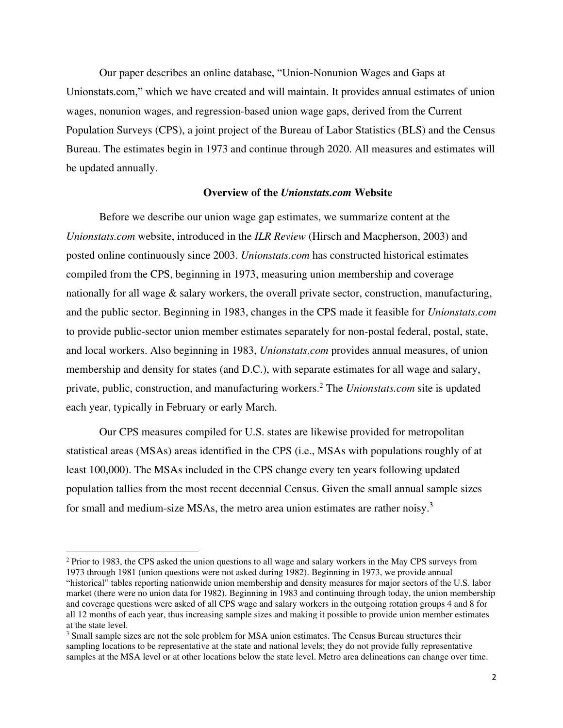Our paper describes an online database, "Union-Nonunion Wages and Gaps at Unionstats.com," which we have created and will maintain. It provides annual estimates of union wages, nonunion wages, and regression-based union wage gaps, derived from the Current Population Surveys (CPS), a joint project of the Bureau of Labor Statistics (BLS) and the Census Bureau. The estimates begin in 1973 and continue through 2020. All measures and estimates will be updated annually.

### Overview of the *Unionstats.com* Website

Before we describe our union wage gap estimates, we summarize content at the *Unionstats.com* website, introduced in the *ILR Review* (Hirsch and Macpherson, 2003) and posted online continuously since 2003. *Unionstats.com* has constructed historical estimates compiled from the CPS, beginning in 1973, measuring union membership and coverage nationally for all wage & salary workers, the overall private sector, construction, manufacturing, and the public sector. Beginning in 1983, changes in the CPS made it feasible for *Unionstats.com* to provide public-sector union member estimates separately for non-postal federal, postal, state, and local workers. Also beginning in 1983, *Unionstats,com* provides annual measures, of union membership and density for states (and D.C.), with separate estimates for all wage and salary, private, public, construction, and manufacturing workers.[2] The *Unionstats.com* site is updated each year, typically in February or early March.

Our CPS measures compiled for U.S. states are likewise provided for metropolitan statistical areas (MSAs) areas identified in the CPS (i.e., MSAs with populations roughly of at least 100,000). The MSAs included in the CPS change every ten years following updated population tallies from the most recent decennial Census. Given the small annual sample sizes for small and medium-size MSAs, the metro area union estimates are rather noisy.[3]

---

[2] Prior to 1983, the CPS asked the union questions to all wage and salary workers in the May CPS surveys from 1973 through 1981 (union questions were not asked during 1982). Beginning in 1973, we provide annual "historical" tables reporting nationwide union membership and density measures for major sectors of the U.S. labor market (there were no union data for 1982). Beginning in 1983 and continuing through today, the union membership and coverage questions were asked of all CPS wage and salary workers in the outgoing rotation groups 4 and 8 for all 12 months of each year, thus increasing sample sizes and making it possible to provide union member estimates at the state level.

[3] Small sample sizes are not the sole problem for MSA union estimates. The Census Bureau structures their sampling locations to be representative at the state and national levels; they do not provide fully representative samples at the MSA level or at other locations below the state level. Metro area delineations can change over time.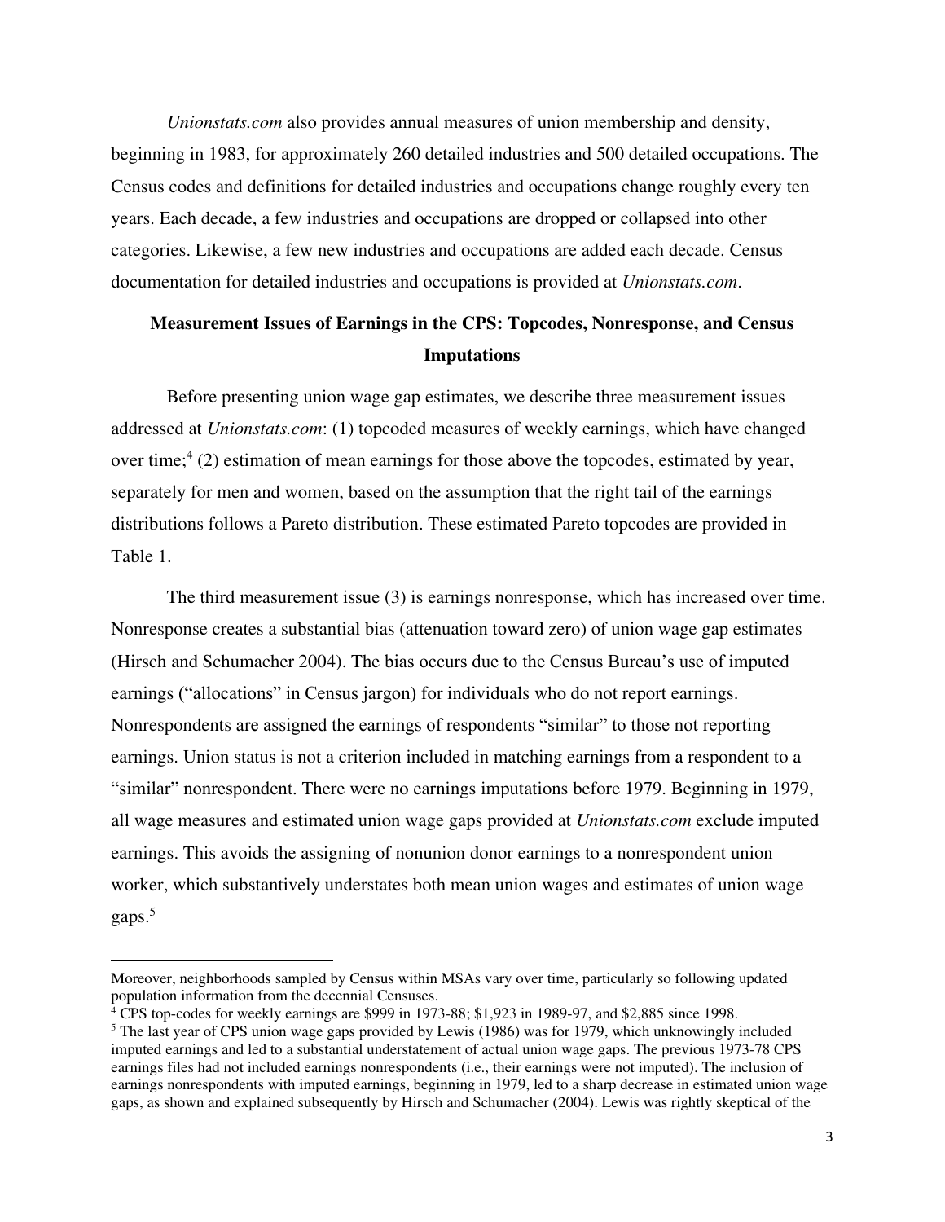*Unionstats.com* also provides annual measures of union membership and density, beginning in 1983, for approximately 260 detailed industries and 500 detailed occupations. The Census codes and definitions for detailed industries and occupations change roughly every ten years. Each decade, a few industries and occupations are dropped or collapsed into other categories. Likewise, a few new industries and occupations are added each decade. Census documentation for detailed industries and occupations is provided at *Unionstats.com*.

## Measurement Issues of Earnings in the CPS: Topcodes, Nonresponse, and Census Imputations

Before presenting union wage gap estimates, we describe three measurement issues addressed at *Unionstats.com*: (1) topcoded measures of weekly earnings, which have changed over time;[4] (2) estimation of mean earnings for those above the topcodes, estimated by year, separately for men and women, based on the assumption that the right tail of the earnings distributions follows a Pareto distribution. These estimated Pareto topcodes are provided in Table 1.

The third measurement issue (3) is earnings nonresponse, which has increased over time. Nonresponse creates a substantial bias (attenuation toward zero) of union wage gap estimates (Hirsch and Schumacher 2004). The bias occurs due to the Census Bureau's use of imputed earnings ("allocations" in Census jargon) for individuals who do not report earnings. Nonrespondents are assigned the earnings of respondents "similar" to those not reporting earnings. Union status is not a criterion included in matching earnings from a respondent to a "similar" nonrespondent. There were no earnings imputations before 1979. Beginning in 1979, all wage measures and estimated union wage gaps provided at *Unionstats.com* exclude imputed earnings. This avoids the assigning of nonunion donor earnings to a nonrespondent union worker, which substantively understates both mean union wages and estimates of union wage gaps.[5]

---

Moreover, neighborhoods sampled by Census within MSAs vary over time, particularly so following updated population information from the decennial Censuses.

[4] CPS top-codes for weekly earnings are $999 in 1973-88; $1,923 in 1989-97, and $2,885 since 1998.

[5] The last year of CPS union wage gaps provided by Lewis (1986) was for 1979, which unknowingly included imputed earnings and led to a substantial understatement of actual union wage gaps. The previous 1973-78 CPS earnings files had not included earnings nonrespondents (i.e., their earnings were not imputed). The inclusion of earnings nonrespondents with imputed earnings, beginning in 1979, led to a sharp decrease in estimated union wage gaps, as shown and explained subsequently by Hirsch and Schumacher (2004). Lewis was rightly skeptical of the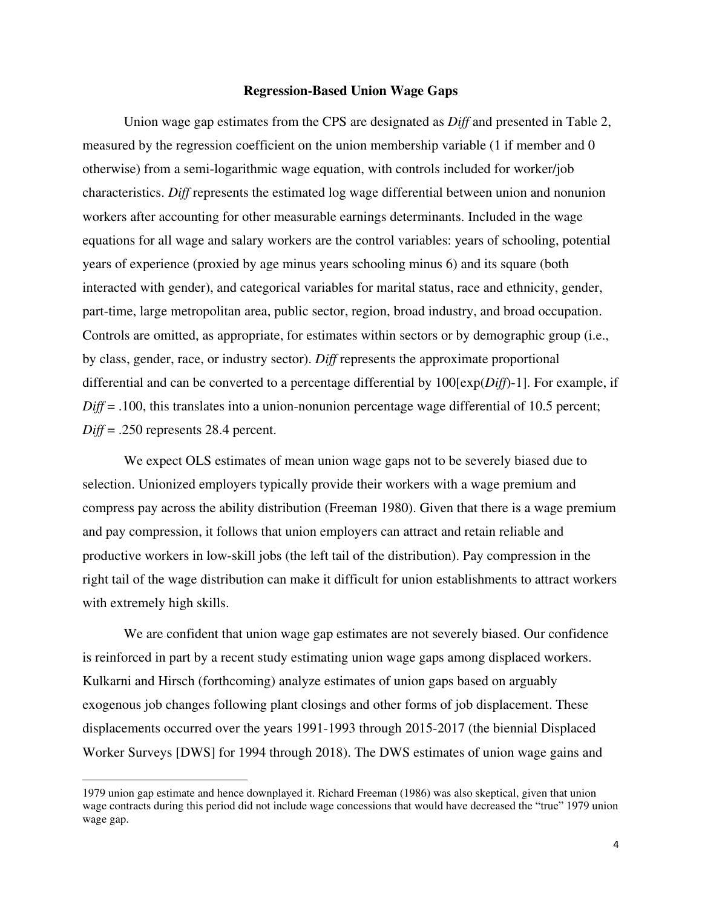### Regression-Based Union Wage Gaps

Union wage gap estimates from the CPS are designated as *Diff* and presented in Table 2, measured by the regression coefficient on the union membership variable (1 if member and 0 otherwise) from a semi-logarithmic wage equation, with controls included for worker/job characteristics. *Diff* represents the estimated log wage differential between union and nonunion workers after accounting for other measurable earnings determinants. Included in the wage equations for all wage and salary workers are the control variables: years of schooling, potential years of experience (proxied by age minus years schooling minus 6) and its square (both interacted with gender), and categorical variables for marital status, race and ethnicity, gender, part-time, large metropolitan area, public sector, region, broad industry, and broad occupation. Controls are omitted, as appropriate, for estimates within sectors or by demographic group (i.e., by class, gender, race, or industry sector). *Diff* represents the approximate proportional differential and can be converted to a percentage differential by 100[exp(*Diff*)-1]. For example, if *Diff* = .100, this translates into a union-nonunion percentage wage differential of 10.5 percent; *Diff* = .250 represents 28.4 percent.

We expect OLS estimates of mean union wage gaps not to be severely biased due to selection. Unionized employers typically provide their workers with a wage premium and compress pay across the ability distribution (Freeman 1980). Given that there is a wage premium and pay compression, it follows that union employers can attract and retain reliable and productive workers in low-skill jobs (the left tail of the distribution). Pay compression in the right tail of the wage distribution can make it difficult for union establishments to attract workers with extremely high skills.

We are confident that union wage gap estimates are not severely biased. Our confidence is reinforced in part by a recent study estimating union wage gaps among displaced workers. Kulkarni and Hirsch (forthcoming) analyze estimates of union gaps based on arguably exogenous job changes following plant closings and other forms of job displacement. These displacements occurred over the years 1991-1993 through 2015-2017 (the biennial Displaced Worker Surveys [DWS] for 1994 through 2018). The DWS estimates of union wage gains and

---

1979 union gap estimate and hence downplayed it. Richard Freeman (1986) was also skeptical, given that union wage contracts during this period did not include wage concessions that would have decreased the "true" 1979 union wage gap.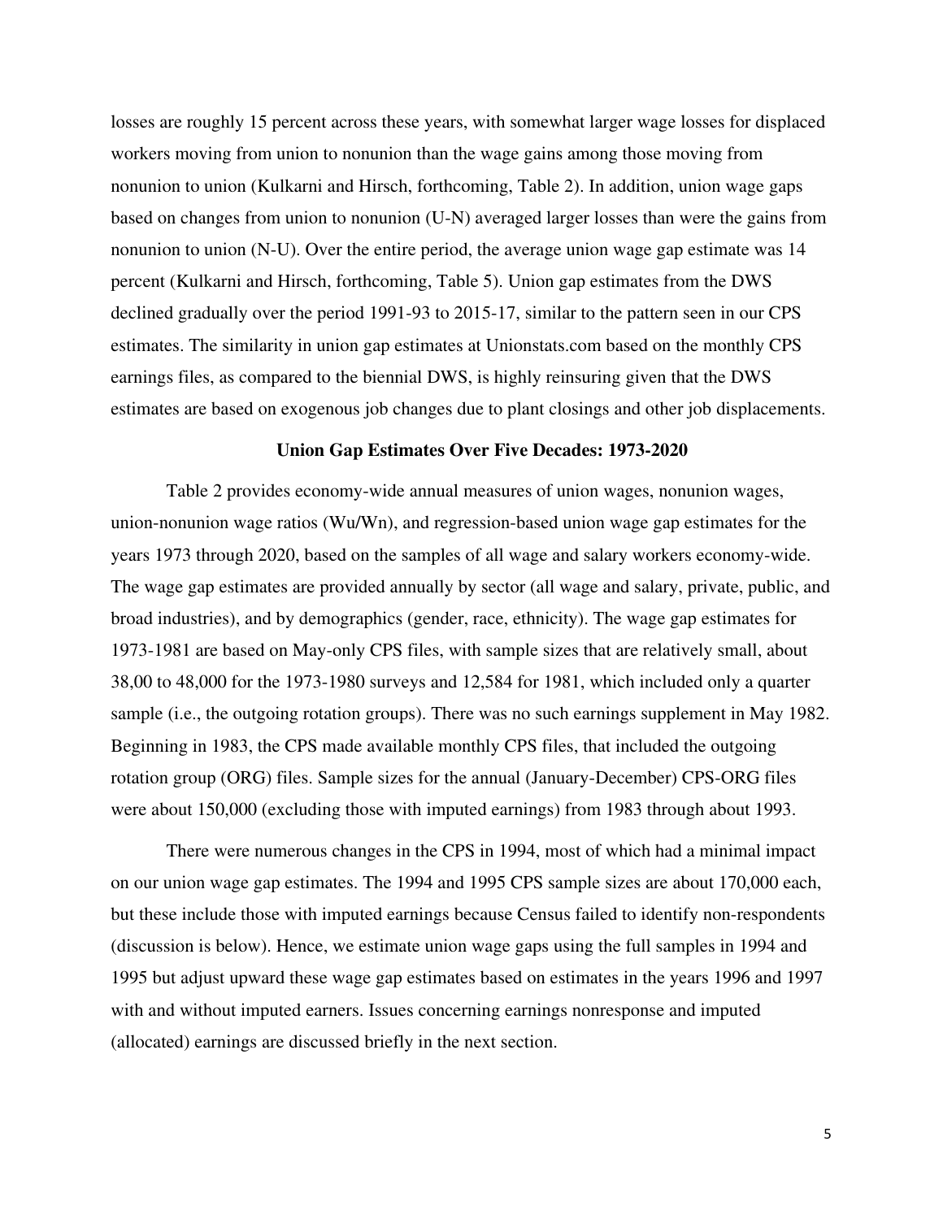losses are roughly 15 percent across these years, with somewhat larger wage losses for displaced workers moving from union to nonunion than the wage gains among those moving from nonunion to union (Kulkarni and Hirsch, forthcoming, Table 2). In addition, union wage gaps based on changes from union to nonunion (U-N) averaged larger losses than were the gains from nonunion to union (N-U). Over the entire period, the average union wage gap estimate was 14 percent (Kulkarni and Hirsch, forthcoming, Table 5). Union gap estimates from the DWS declined gradually over the period 1991-93 to 2015-17, similar to the pattern seen in our CPS estimates. The similarity in union gap estimates at Unionstats.com based on the monthly CPS earnings files, as compared to the biennial DWS, is highly reinsuring given that the DWS estimates are based on exogenous job changes due to plant closings and other job displacements.

**Union Gap Estimates Over Five Decades: 1973-2020**

Table 2 provides economy-wide annual measures of union wages, nonunion wages, union-nonunion wage ratios (Wu/Wn), and regression-based union wage gap estimates for the years 1973 through 2020, based on the samples of all wage and salary workers economy-wide. The wage gap estimates are provided annually by sector (all wage and salary, private, public, and broad industries), and by demographics (gender, race, ethnicity). The wage gap estimates for 1973-1981 are based on May-only CPS files, with sample sizes that are relatively small, about 38,00 to 48,000 for the 1973-1980 surveys and 12,584 for 1981, which included only a quarter sample (i.e., the outgoing rotation groups). There was no such earnings supplement in May 1982. Beginning in 1983, the CPS made available monthly CPS files, that included the outgoing rotation group (ORG) files. Sample sizes for the annual (January-December) CPS-ORG files were about 150,000 (excluding those with imputed earnings) from 1983 through about 1993.

There were numerous changes in the CPS in 1994, most of which had a minimal impact on our union wage gap estimates. The 1994 and 1995 CPS sample sizes are about 170,000 each, but these include those with imputed earnings because Census failed to identify non-respondents (discussion is below). Hence, we estimate union wage gaps using the full samples in 1994 and 1995 but adjust upward these wage gap estimates based on estimates in the years 1996 and 1997 with and without imputed earners. Issues concerning earnings nonresponse and imputed (allocated) earnings are discussed briefly in the next section.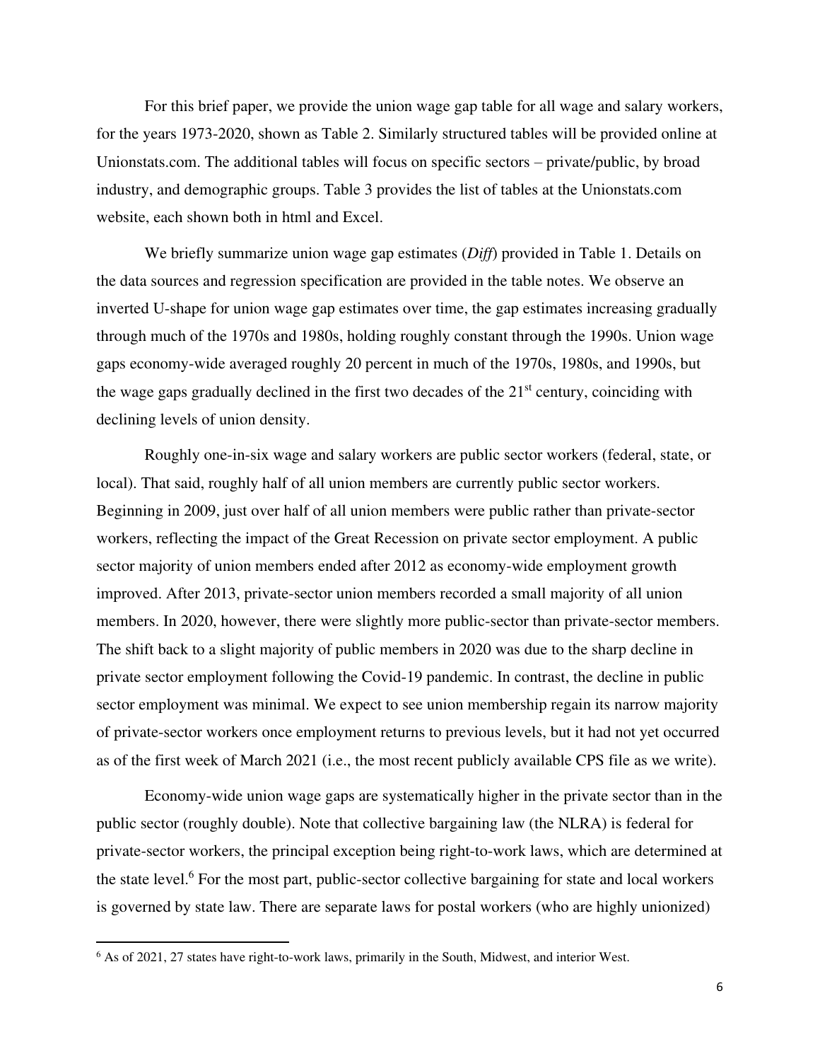For this brief paper, we provide the union wage gap table for all wage and salary workers, for the years 1973-2020, shown as Table 2. Similarly structured tables will be provided online at Unionstats.com. The additional tables will focus on specific sectors – private/public, by broad industry, and demographic groups. Table 3 provides the list of tables at the Unionstats.com website, each shown both in html and Excel.

We briefly summarize union wage gap estimates (*Diff*) provided in Table 1. Details on the data sources and regression specification are provided in the table notes. We observe an inverted U-shape for union wage gap estimates over time, the gap estimates increasing gradually through much of the 1970s and 1980s, holding roughly constant through the 1990s. Union wage gaps economy-wide averaged roughly 20 percent in much of the 1970s, 1980s, and 1990s, but the wage gaps gradually declined in the first two decades of the 21st century, coinciding with declining levels of union density.

Roughly one-in-six wage and salary workers are public sector workers (federal, state, or local). That said, roughly half of all union members are currently public sector workers. Beginning in 2009, just over half of all union members were public rather than private-sector workers, reflecting the impact of the Great Recession on private sector employment. A public sector majority of union members ended after 2012 as economy-wide employment growth improved. After 2013, private-sector union members recorded a small majority of all union members. In 2020, however, there were slightly more public-sector than private-sector members. The shift back to a slight majority of public members in 2020 was due to the sharp decline in private sector employment following the Covid-19 pandemic. In contrast, the decline in public sector employment was minimal. We expect to see union membership regain its narrow majority of private-sector workers once employment returns to previous levels, but it had not yet occurred as of the first week of March 2021 (i.e., the most recent publicly available CPS file as we write).

Economy-wide union wage gaps are systematically higher in the private sector than in the public sector (roughly double). Note that collective bargaining law (the NLRA) is federal for private-sector workers, the principal exception being right-to-work laws, which are determined at the state level.[6] For the most part, public-sector collective bargaining for state and local workers is governed by state law. There are separate laws for postal workers (who are highly unionized)

[6] As of 2021, 27 states have right-to-work laws, primarily in the South, Midwest, and interior West.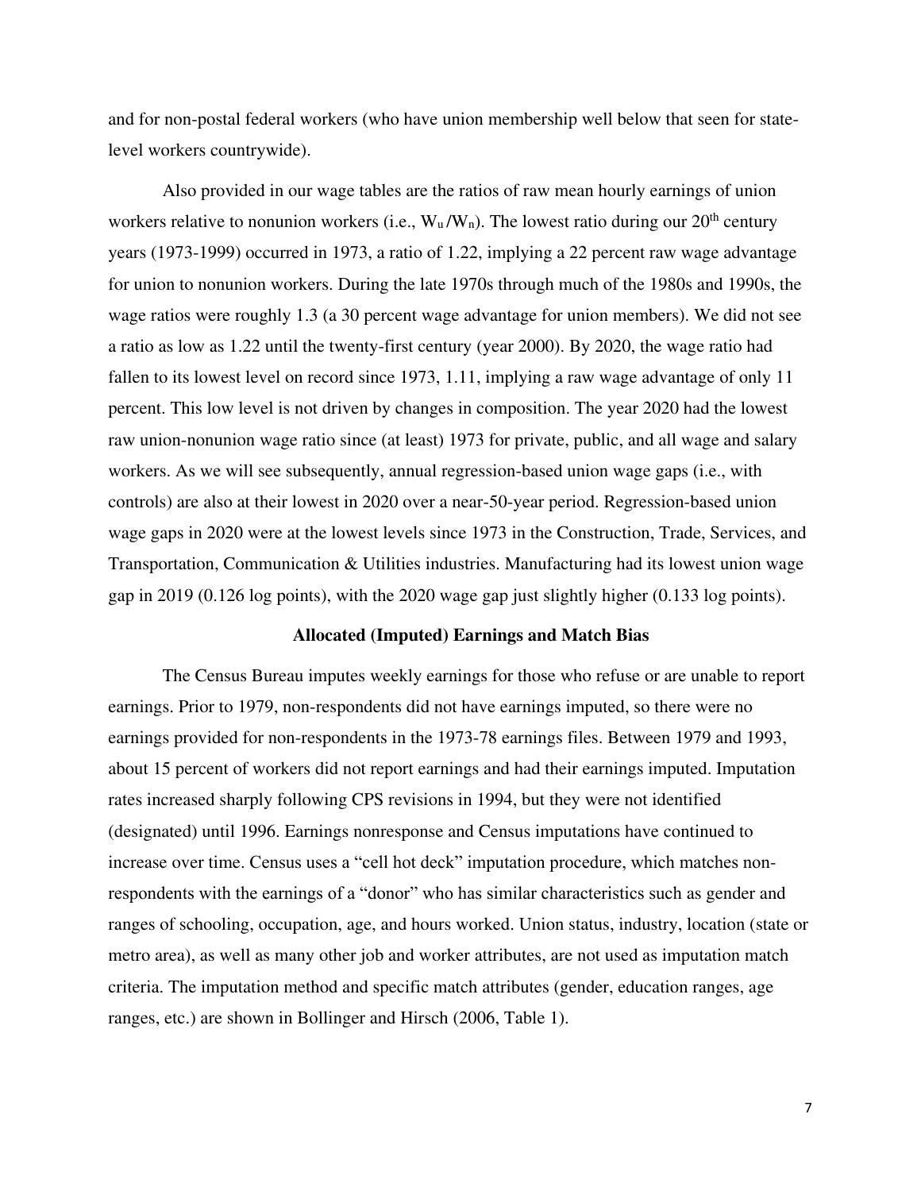and for non-postal federal workers (who have union membership well below that seen for state-level workers countrywide).

Also provided in our wage tables are the ratios of raw mean hourly earnings of union workers relative to nonunion workers (i.e., $W_u/W_n$). The lowest ratio during our 20th century years (1973-1999) occurred in 1973, a ratio of 1.22, implying a 22 percent raw wage advantage for union to nonunion workers. During the late 1970s through much of the 1980s and 1990s, the wage ratios were roughly 1.3 (a 30 percent wage advantage for union members). We did not see a ratio as low as 1.22 until the twenty-first century (year 2000). By 2020, the wage ratio had fallen to its lowest level on record since 1973, 1.11, implying a raw wage advantage of only 11 percent. This low level is not driven by changes in composition. The year 2020 had the lowest raw union-nonunion wage ratio since (at least) 1973 for private, public, and all wage and salary workers. As we will see subsequently, annual regression-based union wage gaps (i.e., with controls) are also at their lowest in 2020 over a near-50-year period. Regression-based union wage gaps in 2020 were at the lowest levels since 1973 in the Construction, Trade, Services, and Transportation, Communication & Utilities industries. Manufacturing had its lowest union wage gap in 2019 (0.126 log points), with the 2020 wage gap just slightly higher (0.133 log points).

## Allocated (Imputed) Earnings and Match Bias

The Census Bureau imputes weekly earnings for those who refuse or are unable to report earnings. Prior to 1979, non-respondents did not have earnings imputed, so there were no earnings provided for non-respondents in the 1973-78 earnings files. Between 1979 and 1993, about 15 percent of workers did not report earnings and had their earnings imputed. Imputation rates increased sharply following CPS revisions in 1994, but they were not identified (designated) until 1996. Earnings nonresponse and Census imputations have continued to increase over time. Census uses a "cell hot deck" imputation procedure, which matches non-respondents with the earnings of a "donor" who has similar characteristics such as gender and ranges of schooling, occupation, age, and hours worked. Union status, industry, location (state or metro area), as well as many other job and worker attributes, are not used as imputation match criteria. The imputation method and specific match attributes (gender, education ranges, age ranges, etc.) are shown in Bollinger and Hirsch (2006, Table 1).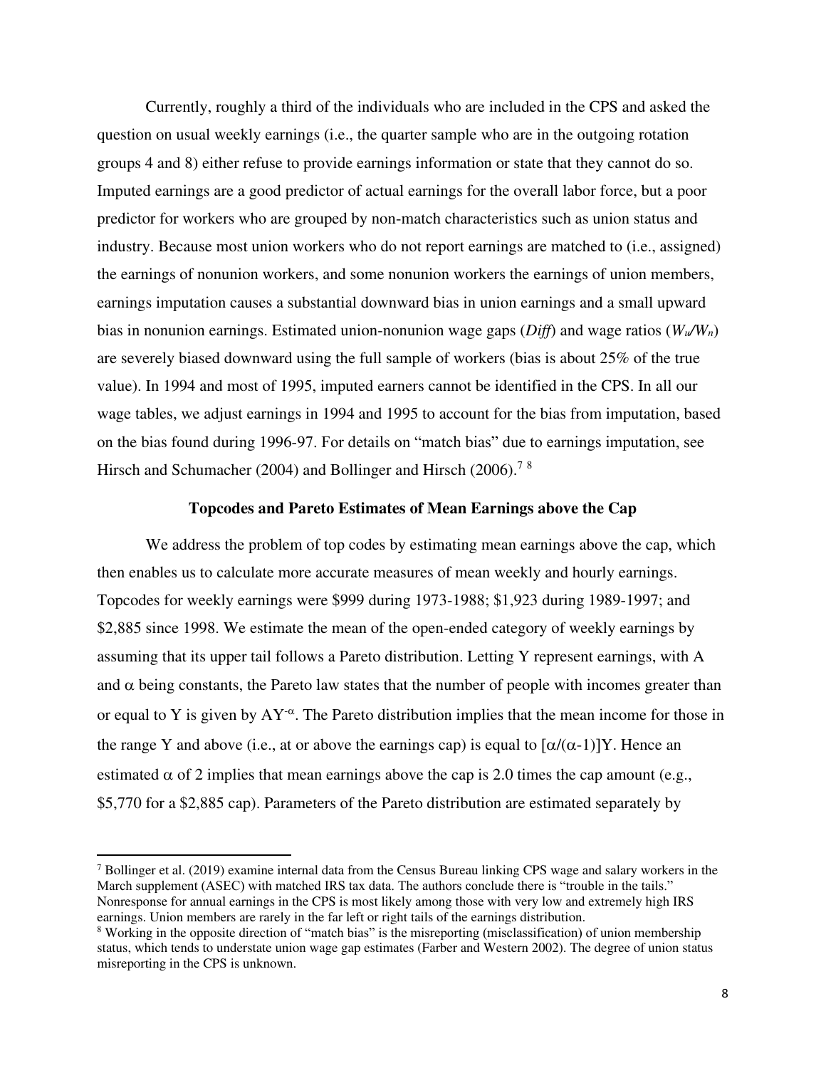Currently, roughly a third of the individuals who are included in the CPS and asked the question on usual weekly earnings (i.e., the quarter sample who are in the outgoing rotation groups 4 and 8) either refuse to provide earnings information or state that they cannot do so. Imputed earnings are a good predictor of actual earnings for the overall labor force, but a poor predictor for workers who are grouped by non-match characteristics such as union status and industry. Because most union workers who do not report earnings are matched to (i.e., assigned) the earnings of nonunion workers, and some nonunion workers the earnings of union members, earnings imputation causes a substantial downward bias in union earnings and a small upward bias in nonunion earnings. Estimated union-nonunion wage gaps (*Diff*) and wage ratios ($W_u/W_n$) are severely biased downward using the full sample of workers (bias is about 25% of the true value). In 1994 and most of 1995, imputed earners cannot be identified in the CPS. In all our wage tables, we adjust earnings in 1994 and 1995 to account for the bias from imputation, based on the bias found during 1996-97. For details on "match bias" due to earnings imputation, see Hirsch and Schumacher (2004) and Bollinger and Hirsch (2006).[7] [8]

### Topcodes and Pareto Estimates of Mean Earnings above the Cap

We address the problem of top codes by estimating mean earnings above the cap, which then enables us to calculate more accurate measures of mean weekly and hourly earnings. Topcodes for weekly earnings were $999 during 1973-1988; $1,923 during 1989-1997; and $2,885 since 1998. We estimate the mean of the open-ended category of weekly earnings by assuming that its upper tail follows a Pareto distribution. Letting Y represent earnings, with A and $\alpha$ being constants, the Pareto law states that the number of people with incomes greater than or equal to Y is given by $AY^{-\alpha}$. The Pareto distribution implies that the mean income for those in the range Y and above (i.e., at or above the earnings cap) is equal to $[\alpha/(\alpha-1)]Y$. Hence an estimated $\alpha$ of 2 implies that mean earnings above the cap is 2.0 times the cap amount (e.g., $5,770 for a $2,885 cap). Parameters of the Pareto distribution are estimated separately by

[7] Bollinger et al. (2019) examine internal data from the Census Bureau linking CPS wage and salary workers in the March supplement (ASEC) with matched IRS tax data. The authors conclude there is "trouble in the tails." Nonresponse for annual earnings in the CPS is most likely among those with very low and extremely high IRS earnings. Union members are rarely in the far left or right tails of the earnings distribution.

[8] Working in the opposite direction of "match bias" is the misreporting (misclassification) of union membership status, which tends to understate union wage gap estimates (Farber and Western 2002). The degree of union status misreporting in the CPS is unknown.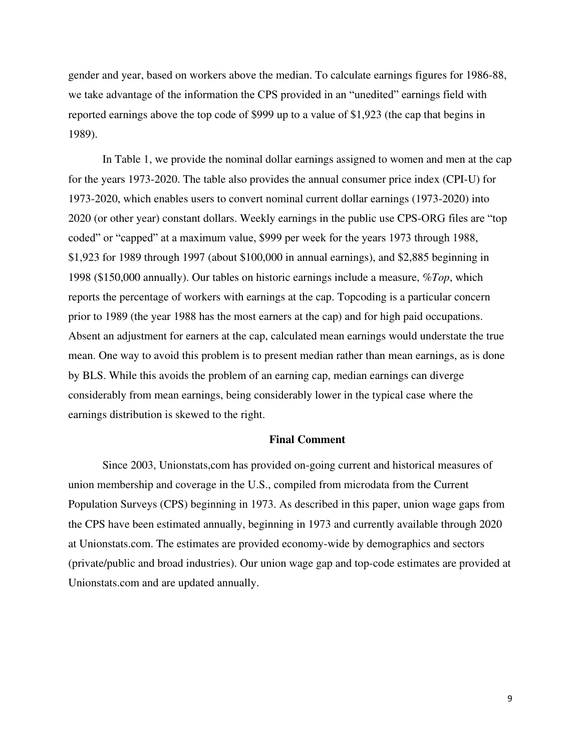gender and year, based on workers above the median. To calculate earnings figures for 1986-88, we take advantage of the information the CPS provided in an "unedited" earnings field with reported earnings above the top code of $999 up to a value of $1,923 (the cap that begins in 1989).

In Table 1, we provide the nominal dollar earnings assigned to women and men at the cap for the years 1973-2020. The table also provides the annual consumer price index (CPI-U) for 1973-2020, which enables users to convert nominal current dollar earnings (1973-2020) into 2020 (or other year) constant dollars. Weekly earnings in the public use CPS-ORG files are "top coded" or "capped" at a maximum value, $999 per week for the years 1973 through 1988, $1,923 for 1989 through 1997 (about $100,000 in annual earnings), and $2,885 beginning in 1998 ($150,000 annually). Our tables on historic earnings include a measure, *%Top*, which reports the percentage of workers with earnings at the cap. Topcoding is a particular concern prior to 1989 (the year 1988 has the most earners at the cap) and for high paid occupations. Absent an adjustment for earners at the cap, calculated mean earnings would understate the true mean. One way to avoid this problem is to present median rather than mean earnings, as is done by BLS. While this avoids the problem of an earning cap, median earnings can diverge considerably from mean earnings, being considerably lower in the typical case where the earnings distribution is skewed to the right.

## Final Comment

Since 2003, Unionstats,com has provided on-going current and historical measures of union membership and coverage in the U.S., compiled from microdata from the Current Population Surveys (CPS) beginning in 1973. As described in this paper, union wage gaps from the CPS have been estimated annually, beginning in 1973 and currently available through 2020 at Unionstats.com. The estimates are provided economy-wide by demographics and sectors (private/public and broad industries). Our union wage gap and top-code estimates are provided at Unionstats.com and are updated annually.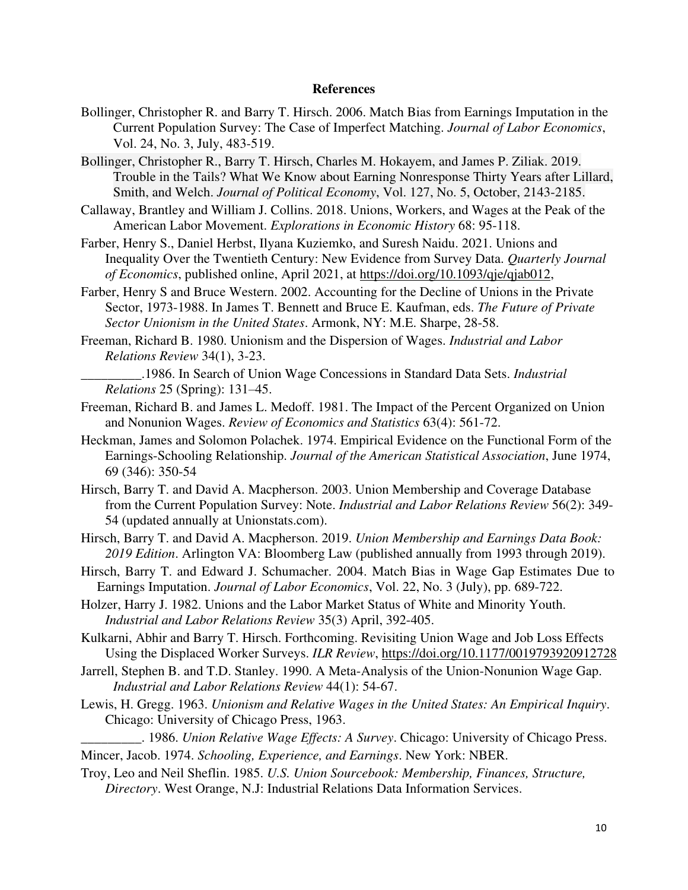## References

Bollinger, Christopher R. and Barry T. Hirsch. 2006. Match Bias from Earnings Imputation in the Current Population Survey: The Case of Imperfect Matching. *Journal of Labor Economics*, Vol. 24, No. 3, July, 483-519.

Bollinger, Christopher R., Barry T. Hirsch, Charles M. Hokayem, and James P. Ziliak. 2019. Trouble in the Tails? What We Know about Earning Nonresponse Thirty Years after Lillard, Smith, and Welch. *Journal of Political Economy*, Vol. 127, No. 5, October, 2143-2185.

Callaway, Brantley and William J. Collins. 2018. Unions, Workers, and Wages at the Peak of the American Labor Movement. *Explorations in Economic History* 68: 95-118.

Farber, Henry S., Daniel Herbst, Ilyana Kuziemko, and Suresh Naidu. 2021. Unions and Inequality Over the Twentieth Century: New Evidence from Survey Data. *Quarterly Journal of Economics*, published online, April 2021, at https://doi.org/10.1093/qje/qjab012,

Farber, Henry S and Bruce Western. 2002. Accounting for the Decline of Unions in the Private Sector, 1973-1988. In James T. Bennett and Bruce E. Kaufman, eds. *The Future of Private Sector Unionism in the United States*. Armonk, NY: M.E. Sharpe, 28-58.

Freeman, Richard B. 1980. Unionism and the Dispersion of Wages. *Industrial and Labor Relations Review* 34(1), 3-23.

_________.1986. In Search of Union Wage Concessions in Standard Data Sets. *Industrial Relations* 25 (Spring): 131–45.

Freeman, Richard B. and James L. Medoff. 1981. The Impact of the Percent Organized on Union and Nonunion Wages. *Review of Economics and Statistics* 63(4): 561-72.

Heckman, James and Solomon Polachek. 1974. Empirical Evidence on the Functional Form of the Earnings-Schooling Relationship. *Journal of the American Statistical Association*, June 1974, 69 (346): 350-54

Hirsch, Barry T. and David A. Macpherson. 2003. Union Membership and Coverage Database from the Current Population Survey: Note. *Industrial and Labor Relations Review* 56(2): 349-54 (updated annually at Unionstats.com).

Hirsch, Barry T. and David A. Macpherson. 2019. *Union Membership and Earnings Data Book: 2019 Edition*. Arlington VA: Bloomberg Law (published annually from 1993 through 2019).

Hirsch, Barry T. and Edward J. Schumacher. 2004. Match Bias in Wage Gap Estimates Due to Earnings Imputation. *Journal of Labor Economics*, Vol. 22, No. 3 (July), pp. 689-722.

Holzer, Harry J. 1982. Unions and the Labor Market Status of White and Minority Youth. *Industrial and Labor Relations Review* 35(3) April, 392-405.

Kulkarni, Abhir and Barry T. Hirsch. Forthcoming. Revisiting Union Wage and Job Loss Effects Using the Displaced Worker Surveys. *ILR Review*, https://doi.org/10.1177/0019793920912728

Jarrell, Stephen B. and T.D. Stanley. 1990. A Meta-Analysis of the Union-Nonunion Wage Gap. *Industrial and Labor Relations Review* 44(1): 54-67.

Lewis, H. Gregg. 1963. *Unionism and Relative Wages in the United States: An Empirical Inquiry*. Chicago: University of Chicago Press, 1963.

_________. 1986. *Union Relative Wage Effects: A Survey*. Chicago: University of Chicago Press.

Mincer, Jacob. 1974. *Schooling, Experience, and Earnings*. New York: NBER.

Troy, Leo and Neil Sheflin. 1985. *U.S. Union Sourcebook: Membership, Finances, Structure, Directory*. West Orange, N.J: Industrial Relations Data Information Services.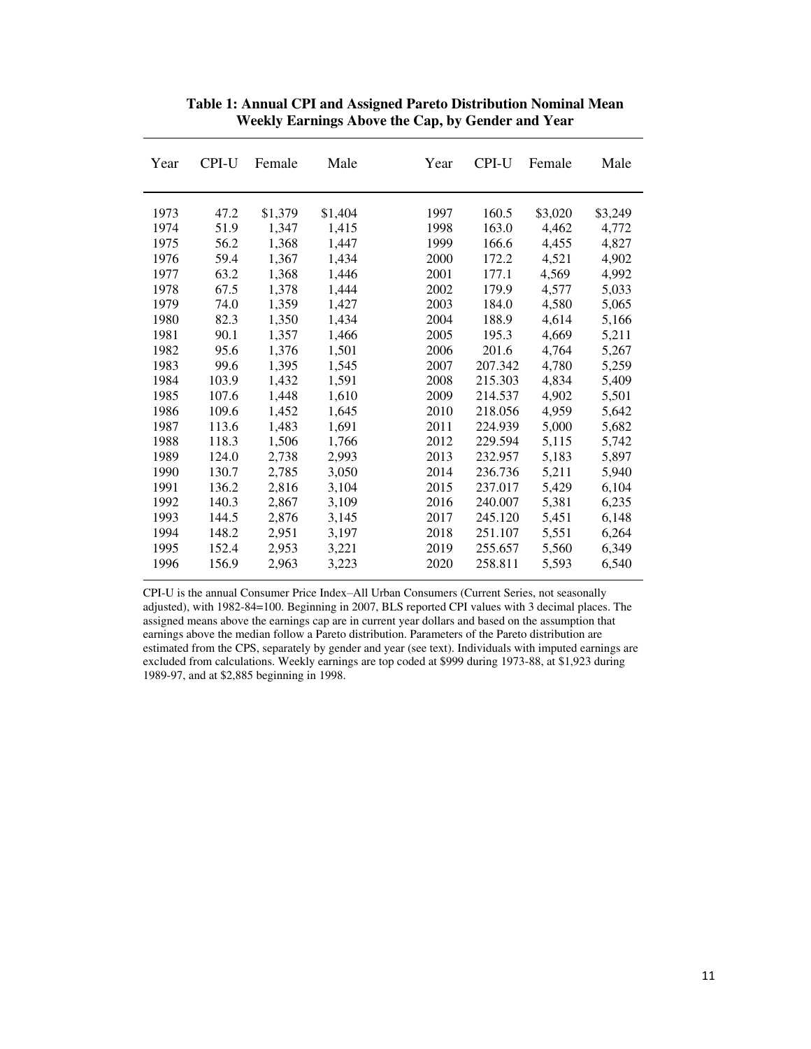**Table 1: Annual CPI and Assigned Pareto Distribution Nominal Mean Weekly Earnings Above the Cap, by Gender and Year**

| Year | CPI-U | Female | Male | Year | CPI-U | Female | Male |
|---|---|---|---|---|---|---|---|
| 1973 | 47.2 | $1,379 | $1,404 | 1997 | 160.5 | $3,020 | $3,249 |
| 1974 | 51.9 | 1,347 | 1,415 | 1998 | 163.0 | 4,462 | 4,772 |
| 1975 | 56.2 | 1,368 | 1,447 | 1999 | 166.6 | 4,455 | 4,827 |
| 1976 | 59.4 | 1,367 | 1,434 | 2000 | 172.2 | 4,521 | 4,902 |
| 1977 | 63.2 | 1,368 | 1,446 | 2001 | 177.1 | 4,569 | 4,992 |
| 1978 | 67.5 | 1,378 | 1,444 | 2002 | 179.9 | 4,577 | 5,033 |
| 1979 | 74.0 | 1,359 | 1,427 | 2003 | 184.0 | 4,580 | 5,065 |
| 1980 | 82.3 | 1,350 | 1,434 | 2004 | 188.9 | 4,614 | 5,166 |
| 1981 | 90.1 | 1,357 | 1,466 | 2005 | 195.3 | 4,669 | 5,211 |
| 1982 | 95.6 | 1,376 | 1,501 | 2006 | 201.6 | 4,764 | 5,267 |
| 1983 | 99.6 | 1,395 | 1,545 | 2007 | 207.342 | 4,780 | 5,259 |
| 1984 | 103.9 | 1,432 | 1,591 | 2008 | 215.303 | 4,834 | 5,409 |
| 1985 | 107.6 | 1,448 | 1,610 | 2009 | 214.537 | 4,902 | 5,501 |
| 1986 | 109.6 | 1,452 | 1,645 | 2010 | 218.056 | 4,959 | 5,642 |
| 1987 | 113.6 | 1,483 | 1,691 | 2011 | 224.939 | 5,000 | 5,682 |
| 1988 | 118.3 | 1,506 | 1,766 | 2012 | 229.594 | 5,115 | 5,742 |
| 1989 | 124.0 | 2,738 | 2,993 | 2013 | 232.957 | 5,183 | 5,897 |
| 1990 | 130.7 | 2,785 | 3,050 | 2014 | 236.736 | 5,211 | 5,940 |
| 1991 | 136.2 | 2,816 | 3,104 | 2015 | 237.017 | 5,429 | 6,104 |
| 1992 | 140.3 | 2,867 | 3,109 | 2016 | 240.007 | 5,381 | 6,235 |
| 1993 | 144.5 | 2,876 | 3,145 | 2017 | 245.120 | 5,451 | 6,148 |
| 1994 | 148.2 | 2,951 | 3,197 | 2018 | 251.107 | 5,551 | 6,264 |
| 1995 | 152.4 | 2,953 | 3,221 | 2019 | 255.657 | 5,560 | 6,349 |
| 1996 | 156.9 | 2,963 | 3,223 | 2020 | 258.811 | 5,593 | 6,540 |

CPI-U is the annual Consumer Price Index–All Urban Consumers (Current Series, not seasonally adjusted), with 1982-84=100. Beginning in 2007, BLS reported CPI values with 3 decimal places. The assigned means above the earnings cap are in current year dollars and based on the assumption that earnings above the median follow a Pareto distribution. Parameters of the Pareto distribution are estimated from the CPS, separately by gender and year (see text). Individuals with imputed earnings are excluded from calculations. Weekly earnings are top coded at $999 during 1973-88, at $1,923 during 1989-97, and at $2,885 beginning in 1998.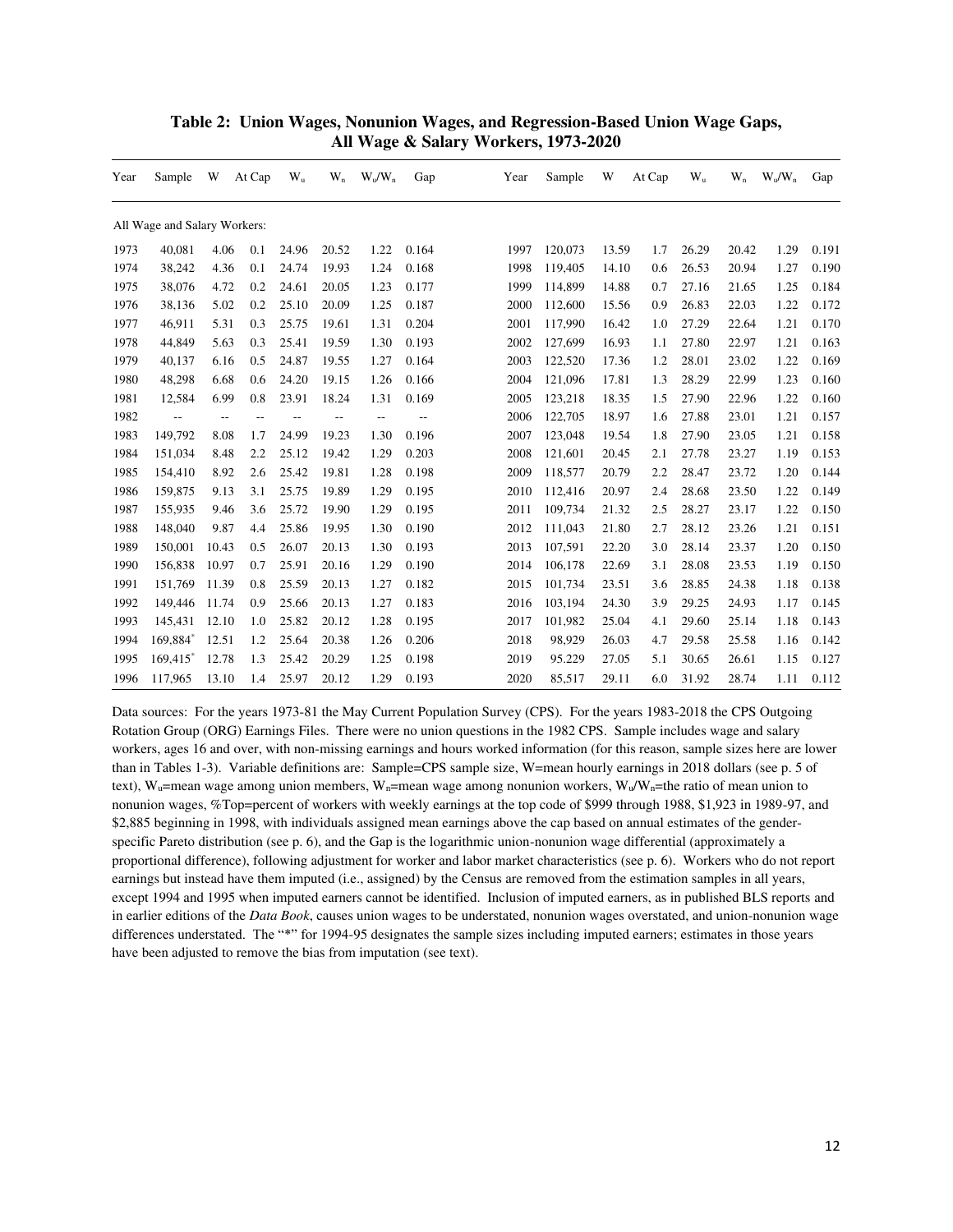**Table 2: Union Wages, Nonunion Wages, and Regression-Based Union Wage Gaps, All Wage & Salary Workers, 1973-2020**

| Year | Sample | W | At Cap | $W_u$ | $W_n$ | $W_u/W_n$ | Gap | Year | Sample | W | At Cap | $W_u$ | $W_n$ | $W_u/W_n$ | Gap |
|---|---|---|---|---|---|---|---|---|---|---|---|---|---|---|---|
| All Wage and Salary Workers: | | | | | | | | | | | | | | | |
| 1973 | 40,081 | 4.06 | 0.1 | 24.96 | 20.52 | 1.22 | 0.164 | 1997 | 120,073 | 13.59 | 1.7 | 26.29 | 20.42 | 1.29 | 0.191 |
| 1974 | 38,242 | 4.36 | 0.1 | 24.74 | 19.93 | 1.24 | 0.168 | 1998 | 119,405 | 14.10 | 0.6 | 26.53 | 20.94 | 1.27 | 0.190 |
| 1975 | 38,076 | 4.72 | 0.2 | 24.61 | 20.05 | 1.23 | 0.177 | 1999 | 114,899 | 14.88 | 0.7 | 27.16 | 21.65 | 1.25 | 0.184 |
| 1976 | 38,136 | 5.02 | 0.2 | 25.10 | 20.09 | 1.25 | 0.187 | 2000 | 112,600 | 15.56 | 0.9 | 26.83 | 22.03 | 1.22 | 0.172 |
| 1977 | 46,911 | 5.31 | 0.3 | 25.75 | 19.61 | 1.31 | 0.204 | 2001 | 117,990 | 16.42 | 1.0 | 27.29 | 22.64 | 1.21 | 0.170 |
| 1978 | 44,849 | 5.63 | 0.3 | 25.41 | 19.59 | 1.30 | 0.193 | 2002 | 127,699 | 16.93 | 1.1 | 27.80 | 22.97 | 1.21 | 0.163 |
| 1979 | 40,137 | 6.16 | 0.5 | 24.87 | 19.55 | 1.27 | 0.164 | 2003 | 122,520 | 17.36 | 1.2 | 28.01 | 23.02 | 1.22 | 0.169 |
| 1980 | 48,298 | 6.68 | 0.6 | 24.20 | 19.15 | 1.26 | 0.166 | 2004 | 121,096 | 17.81 | 1.3 | 28.29 | 22.99 | 1.23 | 0.160 |
| 1981 | 12,584 | 6.99 | 0.8 | 23.91 | 18.24 | 1.31 | 0.169 | 2005 | 123,218 | 18.35 | 1.5 | 27.90 | 22.96 | 1.22 | 0.160 |
| 1982 | -- | -- | -- | -- | -- | -- | -- | 2006 | 122,705 | 18.97 | 1.6 | 27.88 | 23.01 | 1.21 | 0.157 |
| 1983 | 149,792 | 8.08 | 1.7 | 24.99 | 19.23 | 1.30 | 0.196 | 2007 | 123,048 | 19.54 | 1.8 | 27.90 | 23.05 | 1.21 | 0.158 |
| 1984 | 151,034 | 8.48 | 2.2 | 25.12 | 19.42 | 1.29 | 0.203 | 2008 | 121,601 | 20.45 | 2.1 | 27.78 | 23.27 | 1.19 | 0.153 |
| 1985 | 154,410 | 8.92 | 2.6 | 25.42 | 19.81 | 1.28 | 0.198 | 2009 | 118,577 | 20.79 | 2.2 | 28.47 | 23.72 | 1.20 | 0.144 |
| 1986 | 159,875 | 9.13 | 3.1 | 25.75 | 19.89 | 1.29 | 0.195 | 2010 | 112,416 | 20.97 | 2.4 | 28.68 | 23.50 | 1.22 | 0.149 |
| 1987 | 155,935 | 9.46 | 3.6 | 25.72 | 19.90 | 1.29 | 0.195 | 2011 | 109,734 | 21.32 | 2.5 | 28.27 | 23.17 | 1.22 | 0.150 |
| 1988 | 148,040 | 9.87 | 4.4 | 25.86 | 19.95 | 1.30 | 0.190 | 2012 | 111,043 | 21.80 | 2.7 | 28.12 | 23.26 | 1.21 | 0.151 |
| 1989 | 150,001 | 10.43 | 0.5 | 26.07 | 20.13 | 1.30 | 0.193 | 2013 | 107,591 | 22.20 | 3.0 | 28.14 | 23.37 | 1.20 | 0.150 |
| 1990 | 156,838 | 10.97 | 0.7 | 25.91 | 20.16 | 1.29 | 0.190 | 2014 | 106,178 | 22.69 | 3.1 | 28.08 | 23.53 | 1.19 | 0.150 |
| 1991 | 151,769 | 11.39 | 0.8 | 25.59 | 20.13 | 1.27 | 0.182 | 2015 | 101,734 | 23.51 | 3.6 | 28.85 | 24.38 | 1.18 | 0.138 |
| 1992 | 149,446 | 11.74 | 0.9 | 25.66 | 20.13 | 1.27 | 0.183 | 2016 | 103,194 | 24.30 | 3.9 | 29.25 | 24.93 | 1.17 | 0.145 |
| 1993 | 145,431 | 12.10 | 1.0 | 25.82 | 20.12 | 1.28 | 0.195 | 2017 | 101,982 | 25.04 | 4.1 | 29.60 | 25.14 | 1.18 | 0.143 |
| 1994 | 169,884* | 12.51 | 1.2 | 25.64 | 20.38 | 1.26 | 0.206 | 2018 | 98,929 | 26.03 | 4.7 | 29.58 | 25.58 | 1.16 | 0.142 |
| 1995 | 169,415* | 12.78 | 1.3 | 25.42 | 20.29 | 1.25 | 0.198 | 2019 | 95.229 | 27.05 | 5.1 | 30.65 | 26.61 | 1.15 | 0.127 |
| 1996 | 117,965 | 13.10 | 1.4 | 25.97 | 20.12 | 1.29 | 0.193 | 2020 | 85,517 | 29.11 | 6.0 | 31.92 | 28.74 | 1.11 | 0.112 |

Data sources: For the years 1973-81 the May Current Population Survey (CPS). For the years 1983-2018 the CPS Outgoing Rotation Group (ORG) Earnings Files. There were no union questions in the 1982 CPS. Sample includes wage and salary workers, ages 16 and over, with non-missing earnings and hours worked information (for this reason, sample sizes here are lower than in Tables 1-3). Variable definitions are: Sample=CPS sample size, W=mean hourly earnings in 2018 dollars (see p. 5 of text), $W_u$=mean wage among union members, $W_n$=mean wage among nonunion workers, $W_u/W_n$=the ratio of mean union to nonunion wages, %Top=percent of workers with weekly earnings at the top code of $999 through 1988, $1,923 in 1989-97, and $2,885 beginning in 1998, with individuals assigned mean earnings above the cap based on annual estimates of the gender-specific Pareto distribution (see p. 6), and the Gap is the logarithmic union-nonunion wage differential (approximately a proportional difference), following adjustment for worker and labor market characteristics (see p. 6). Workers who do not report earnings but instead have them imputed (i.e., assigned) by the Census are removed from the estimation samples in all years, except 1994 and 1995 when imputed earners cannot be identified. Inclusion of imputed earners, as in published BLS reports and in earlier editions of the *Data Book*, causes union wages to be understated, nonunion wages overstated, and union-nonunion wage differences understated. The "*" for 1994-95 designates the sample sizes including imputed earners; estimates in those years have been adjusted to remove the bias from imputation (see text).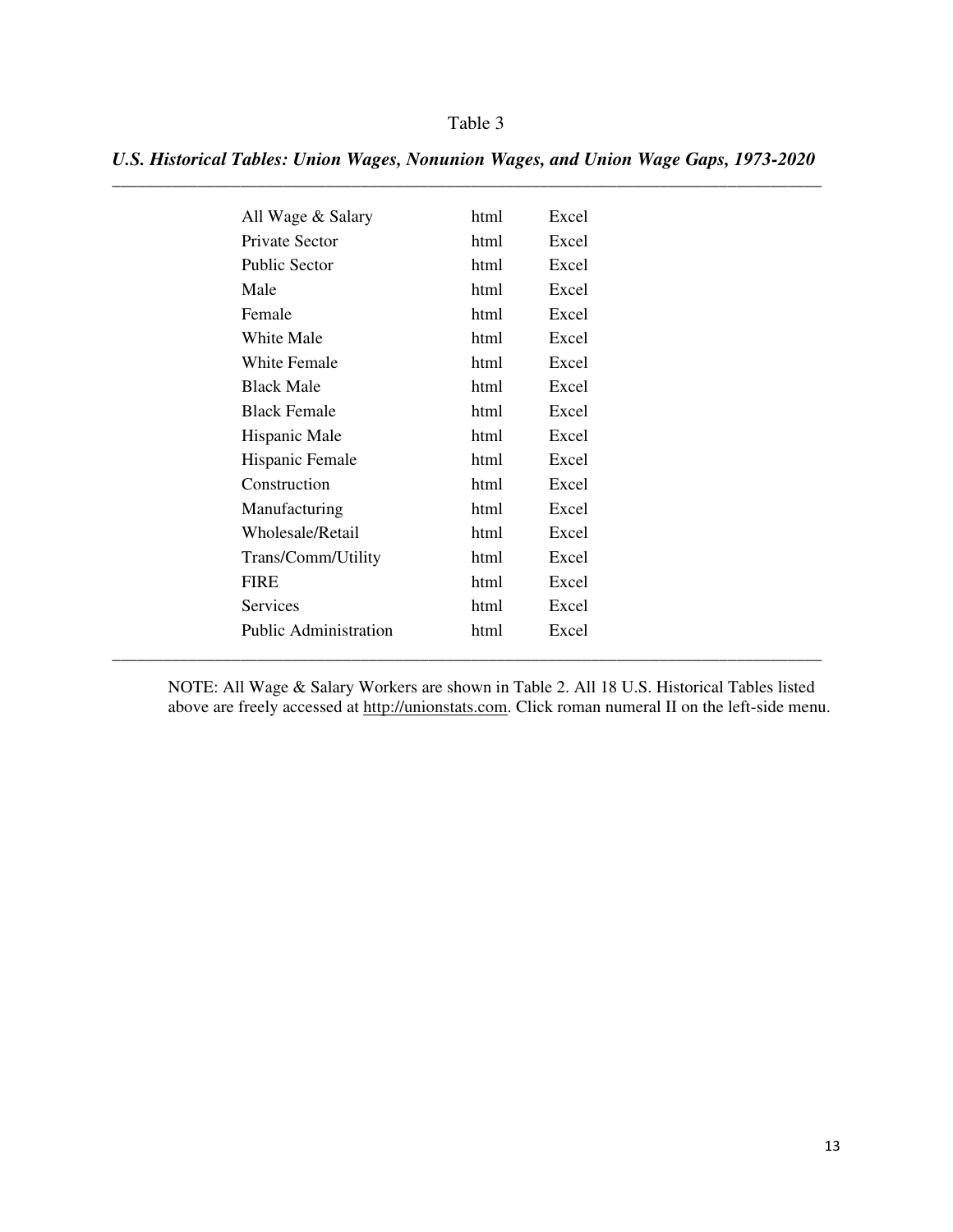Table 3

***U.S. Historical Tables: Union Wages, Nonunion Wages, and Union Wage Gaps, 1973-2020***

| | | |
|---|---|---|
| All Wage & Salary | html | Excel |
| Private Sector | html | Excel |
| Public Sector | html | Excel |
| Male | html | Excel |
| Female | html | Excel |
| White Male | html | Excel |
| White Female | html | Excel |
| Black Male | html | Excel |
| Black Female | html | Excel |
| Hispanic Male | html | Excel |
| Hispanic Female | html | Excel |
| Construction | html | Excel |
| Manufacturing | html | Excel |
| Wholesale/Retail | html | Excel |
| Trans/Comm/Utility | html | Excel |
| FIRE | html | Excel |
| Services | html | Excel |
| Public Administration | html | Excel |

NOTE: All Wage & Salary Workers are shown in Table 2. All 18 U.S. Historical Tables listed above are freely accessed at http://unionstats.com. Click roman numeral II on the left-side menu.